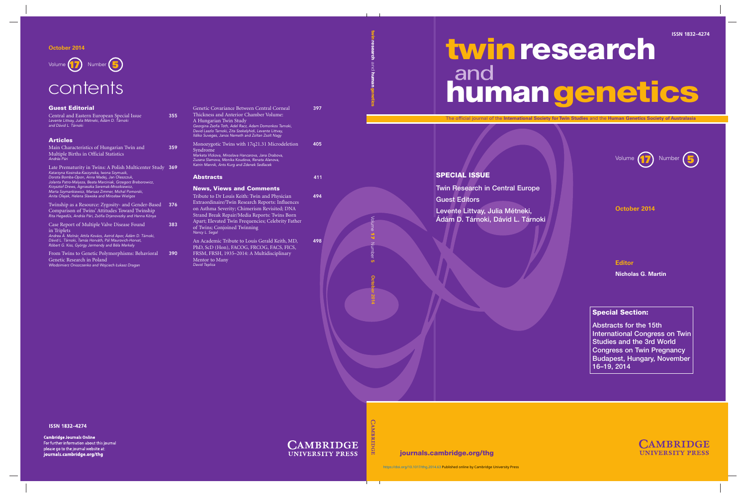# twin research and human genetics

ISSN 1832–4274

The official journal of the **International Society for Twin Studies** and the **Human Genetics Society of Australasia**

Volume 17 Number 5

October 2014

**SPECIAL ISSUE**

Twin Research in Central Europe

Guest Editors

Levente Littvay, Julia Métneki, Ádám D. Tárnoki, Dávid L. Tárnoki

**Editor**

Nicholas G. Martin

**Special Section:**

Abstracts for the 15th International Congress on Twin Studies and the 3rd World Congress on Twin Pregnancy Budapest, Hungary, November 16–19, 2014

journals.cambridge.org/thg

CAMBRIDGE UNIVERSITY PRESS

https://doi.org/10.1017/thg.2014.63 Published online by Cambridge University Press

---

October 2014

Volume 17 Number 5

# contents

## Guest Editorial

Central and Eastern European Special Issue — 355
*Levente Littvay, Julia Métneki, Ádám D. Tárnoki and Dávid L. Tárnoki*

## Articles

Main Characteristics of Hungarian Twin and Multiple Births in Official Statistics — 359
*András Pári*

Late Prematurity in Twins: A Polish Multicenter Study — 369
*Katarzyna Kosinska-Kaczynska, Iwona Szymusik, Dorota Bomba-Opon, Anna Madej, Jan Oleszczuk, Jolanta Patro-Malysza, Beata Marciniak, Grzegorz Breborowicz, Krzysztof Drews, Agnieszka Seremak-Mrozikiewicz, Marta Szymankiewicz, Mariusz Zimmer, Michal Pomorski, Anita Olejek, Helena Slawska and Miroslaw Wielgos*

Twinship as a Resource: Zygosity- and Gender-Based Comparison of Twins' Attitudes Toward Twinship — 376
*Rita Hegedűs, András Pári, Zsófia Drjenovszky and Hanna Kónya*

Case Report of Multiple Valve Disease Found in Triplets — 383
*Andrea Á. Molnár, Attila Kovács, Astrid Apor, Ádám D. Tárnoki, Dávid L. Tárnoki, Tamás Horváth, Pál Maurovich-Horvat, Róbert G. Kiss, György Jermendy and Béla Merkely*

From Twins to Genetic Polymorphisms: Behavioral Genetic Research in Poland — 390
*Włodzimierz Oniszczenko and Wojciech Łukasz Dragan*

Genetic Covariance Between Central Corneal Thickness and Anterior Chamber Volume: A Hungarian Twin Study — 397
*Georgina Zsofia Toth, Adel Racz, Adam Domonkos Tarnoki, David Laszlo Tarnoki, Zita Szekelyhidi, Levente Littvay, Ildiko Suveges, Janos Nemeth and Zoltan Zsolt Nagy*

Monozygotic Twins with 17q21.31 Microdeletion Syndrome — 405
*Marketa Vlckova, Miroslava Hancarova, Jana Drabova, Zuzana Slamova, Monika Koudova, Renata Alanova, Katrin Mannik, Ants Kurg and Zdenek Sedlacek*

## Abstracts — 411

## News, Views and Comments

Tribute to Dr Louis Keith: Twin and Physician Extraordinaire/Twin Research Reports: Influences on Asthma Severity; Chimerism Revisited; DNA Strand Break Repair/Media Reports: Twins Born Apart; Elevated Twin Frequencies; Celebrity Father of Twins; Conjoined Twinning — 494
*Nancy L. Segal*

An Academic Tribute to Louis Gerald Keith, MD, PhD, ScD (Hon), FACOG, FRCOG, FACS, FICS, FRSM, FRSH, 1935–2014: A Multidisciplinary Mentor to Many — 498
*David Teplica*

ISSN 1832–4274

**Cambridge Journals Online**
For further information about this journal please go to the journal website at:
**journals.cambridge.org/thg**

CAMBRIDGE UNIVERSITY PRESS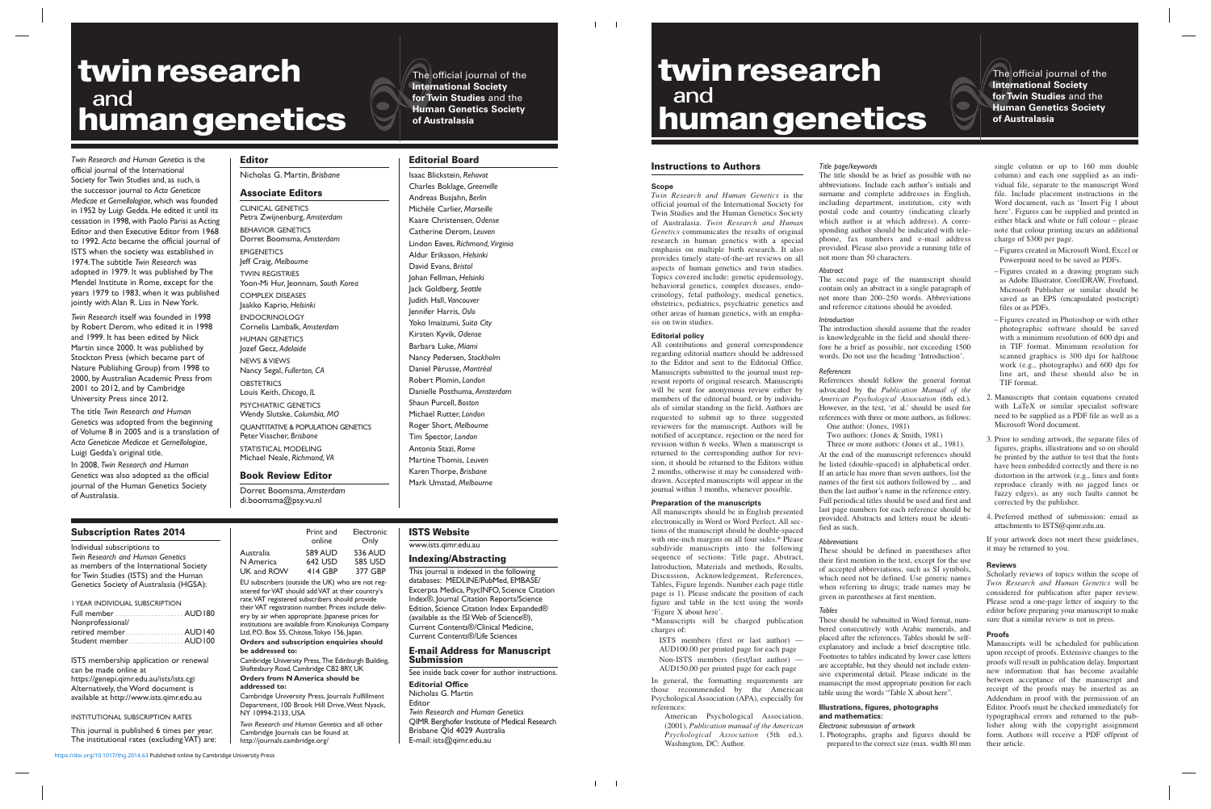# twin research and human genetics

The official journal of the **International Society for Twin Studies** and the **Human Genetics Society of Australasia**

*Twin Research and Human Genetics* is the official journal of the International Society for Twin Studies and, as such, is the successor journal to *Acta Geneticae Medicae et Gemellologiae*, which was founded in 1952 by Luigi Gedda. He edited it until its cessation in 1998, with Paolo Parisi as Acting Editor and then Executive Editor from 1968 to 1992. *Acta* became the official journal of ISTS when the society was established in 1974. The subtitle *Twin Research* was adopted in 1979. It was published by The Mendel Institute in Rome, except for the years 1979 to 1983, when it was published jointly with Alan R. Liss in New York.

*Twin Research* itself was founded in 1998 by Robert Derom, who edited it in 1998 and 1999. It has been edited by Nick Martin since 2000. It was published by Stockton Press (which became part of Nature Publishing Group) from 1998 to 2000, by Australian Academic Press from 2001 to 2012, and by Cambridge University Press since 2012.

The title *Twin Research and Human Genetics* was adopted from the beginning of Volume 8 in 2005 and is a translation of *Acta Geneticae Medicae et Gemellologiae*, Luigi Gedda's original title.

In 2008, *Twin Research and Human Genetics* was also adopted as the official journal of the Human Genetics Society of Australasia.

## Editor

Nicholas G. Martin, *Brisbane*

## Associate Editors

CLINICAL GENETICS
Petra Zwijnenburg, *Amsterdam*

BEHAVIOR GENETICS
Dorret Boomsma, *Amsterdam*

EPIGENETICS
Jeff Craig, *Melbourne*

TWIN REGISTRIES
Yoon-Mi Hur, Jeonnam, *South Korea*

COMPLEX DISEASES
Jaakko Kaprio, *Helsinki*

ENDOCRINOLOGY
Cornelis Lambalk, *Amsterdam*

HUMAN GENETICS
Jozef Gecz, *Adelaide*

NEWS & VIEWS
Nancy Segal, *Fullerton, CA*

OBSTETRICS
Louis Keith, *Chicago, IL*

PSYCHIATRIC GENETICS
Wendy Slutske, *Columbia, MO*

QUANTITATIVE & POPULATION GENETICS
Peter Visscher, *Brisbane*

STATISTICAL MODELING
Michael Neale, *Richmond, VA*

## Book Review Editor

Dorret Boomsma, *Amsterdam*
di.boomsma@psy.vu.nl

## Editorial Board

Isaac Blickstein, *Rehovot*
Charles Boklage, *Greenville*
Andreas Busjahn, *Berlin*
Michèle Carlier, *Marseille*
Kaare Christensen, *Odense*
Catherine Derom, *Leuven*
Lindon Eaves, *Richmond, Virginia*
Aldur Eriksson, *Helsinki*
David Evans, *Bristol*
Johan Fellman, *Helsinki*
Jack Goldberg, *Seattle*
Judith Hall, *Vancouver*
Jennifer Harris, *Oslo*
Yoko Imaizumi, *Suita City*
Kirsten Kyvik, *Odense*
Barbara Luke, *Miami*
Nancy Pedersen, *Stockholm*
Daniel Pérusse, *Montréal*
Robert Plomin, *London*
Danielle Posthuma, *Amsterdam*
Shaun Purcell, *Boston*
Michael Rutter, *London*
Roger Short, *Melbourne*
Tim Spector, *London*
Antonia Stazi, *Rome*
Martine Thomis, *Leuven*
Karen Thorpe, *Brisbane*
Mark Umstad, *Melbourne*

## Subscription Rates 2014

Individual subscriptions to *Twin Research and Human Genetics* as members of the International Society for Twin Studies (ISTS) and the Human Genetics Society of Australasia (HGSA):

1 YEAR INDIVIDUAL SUBSCRIPTION

| | |
|---|---|
| Full member | AUD180 |
| Nonprofessional/retired member | AUD140 |
| Student member | AUD100 |

ISTS membership application or renewal can be made online at https://genepi.qimr.edu.au/ists/ists.cgi Alternatively, the Word document is available at http://www.ists.qimr.edu.au

INSTITUTIONAL SUBSCRIPTION RATES

This journal is published 6 times per year. The institutional rates (excluding VAT) are:

| | Print and online | Electronic Only |
|---|---|---|
| Australia | 589 AUD | 536 AUD |
| N America | 642 USD | 585 USD |
| UK and ROW | 414 GBP | 377 GBP |

EU subscribers (outside the UK) who are not registered for VAT should add VAT at their country's rate. VAT registered subscribers should provide their VAT registration number. Prices include delivery by air when appropriate. Japanese prices for institutions are available from Kinokuniya Company Ltd, P.O. Box 55, Chitose, Tokyo 156, Japan.

**Orders and subscription enquiries should be addressed to:**

Cambridge University Press, The Edinburgh Building, Shaftesbury Road, Cambridge CB2 8RY, UK

**Orders from N America should be addressed to:**

Cambridge University Press, Journals Fulfillment Department, 100 Brook Hill Drive, West Nyack, NY 10994-2133, USA

*Twin Research and Human Genetics* and all other Cambridge Journals can be found at http://journals.cambridge.org/

## ISTS Website

www.ists.qimr.edu.au

## Indexing/Abstracting

This journal is indexed in the following databases: MEDLINE/PubMed, EMBASE/Excerpta Medica, PsycINFO, Science Citation Index®, Journal Citation Reports/Science Edition, Science Citation Index Expanded® (available as the ISI Web of Science®), Current Contents®/Clinical Medicine, Current Contents®/Life Sciences

## E-mail Address for Manuscript Submission

See inside back cover for author instructions.

**Editorial Office**
Nicholas G. Martin
Editor
*Twin Research and Human Genetics*
QIMR Berghofer Institute of Medical Research
Brisbane Qld 4029 Australia
E-mail: ists@qimr.edu.au

https://doi.org/10.1017/thg.2014.63 Published online by Cambridge University Press

# twin research and human genetics

The official journal of the **International Society for Twin Studies** and the **Human Genetics Society of Australasia**

## Instructions to Authors

### Scope

*Twin Research and Human Genetics* is the official journal of the International Society for Twin Studies and the Human Genetics Society of Australasia. *Twin Research and Human Genetics* communicates the results of original research in human genetics with a special emphasis on multiple birth research. It also provides timely state-of-the-art reviews on all aspects of human genetics and twin studies. Topics covered include: genetic epidemiology, behavioral genetics, complex diseases, endocrinology, fetal pathology, medical genetics, obstetrics, pediatrics, psychiatric genetics and other areas of human genetics, with an emphasis on twin studies.

### Editorial policy

All contributions and general correspondence regarding editorial matters should be addressed to the Editor and sent to the Editorial Office. Manuscripts submitted to the journal must represent reports of original research. Manuscripts will be sent for anonymous review either by members of the editorial board, or by individuals of similar standing in the field. Authors are requested to submit up to three suggested reviewers for the manuscript. Authors will be notified of acceptance, rejection or the need for revision within 6 weeks. When a manuscript is returned to the corresponding author for revision, it should be returned to the Editors within 2 months, otherwise it may be considered withdrawn. Accepted manuscripts will appear in the journal within 3 months, whenever possible.

### Preparation of the manuscripts

All manuscripts should be in English presented electronically in Word or Word Perfect. All sections of the manuscript should be double-spaced with one-inch margins on all four sides.* Please subdivide manuscripts into the following sequence of sections: Title page, Abstract, Introduction, Materials and methods, Results, Discussion, Acknowledgement, References, Tables, Figure legends. Number each page (title page is 1). Please indicate the position of each figure and table in the text using the words 'Figure X about here'.

*Manuscripts will be charged publication charges of:

ISTS members (first or last author) — AUD100.00 per printed page for each page

Non-ISTS members (first/last author) — AUD150.00 per printed page for each page

In general, the formatting requirements are those recommended by the American Psychological Association (APA), especially for references:

American Psychological Association. (2001). *Publication manual of the American Psychological Association* (5th ed.). Washington, DC: Author.

*Title page/keywords*

The title should be as brief as possible with no abbreviations. Include each author's initials and surname and complete addresses in English, including department, institution, city with postal code and country (indicating clearly which author is at which address). A corresponding author should be indicated with telephone, fax numbers and e-mail address provided. Please also provide a running title of not more than 50 characters.

*Abstract*

The second page of the manuscript should contain only an abstract in a single paragraph of not more than 200–250 words. Abbreviations and reference citations should be avoided.

*Introduction*

The introduction should assume that the reader is knowledgeable in the field and should therefore be a brief as possible, not exceeding 1500 words. Do not use the heading 'Introduction'.

*References*

References should follow the general format advocated by the *Publication Manual of the American Psychological Association* (6th ed.). However, in the text, 'et al.' should be used for references with three or more authors, as follows:

One author: (Jones, 1981)
Two authors: (Jones & Smith, 1981)
Three or more authors: (Jones et al., 1981).

At the end of the manuscript references should be listed (double-spaced) in alphabetical order. If an article has more than seven authors, list the names of the first six authors followed by ... and then the last author's name in the reference entry. Full periodical titles should be used and first and last page numbers for each reference should be provided. Abstracts and letters must be identified as such.

*Abbreviations*

These should be defined in parentheses after their first mention in the text, except for the use of accepted abbreviations, such as SI symbols, which need not be defined. Use generic names when referring to drugs; trade names may be given in parentheses at first mention.

*Tables*

These should be submitted in Word format, numbered consecutively with Arabic numerals, and placed after the references. Tables should be self-explanatory and include a brief descriptive title. Footnotes to tables indicated by lower case letters are acceptable, but they should not include extensive experimental detail. Please indicate in the manuscript the most appropriate position for each table using the words "Table X about here".

### Illustrations, figures, photographs and mathematics:

*Electronic submission of artwork*

1. Photographs, graphs and figures should be prepared to the correct size (max. width 80 mm single column or up to 160 mm double column) and each one supplied as an individual file, separate to the manuscript Word file. Include placement instructions in the Word document, such as 'Insert Fig 1 about here'. Figures can be supplied and printed in either black and white or full colour – please note that colour printing incurs an additional charge of $300 per page.
   - Figures created in Microsoft Word, Excel or Powerpoint need to be saved as PDFs.
   - Figures created in a drawing program such as Adobe Illustrator, CorelDRAW, Freehand, Microsoft Publisher or similar should be saved as an EPS (encapsulated postscript) files or as PDFs.
   - Figures created in Photoshop or with other photographic software should be saved with a minimum resolution of 600 dpi and in TIF format. Minimum resolution for scanned graphics is 300 dpi for halftone work (e.g., photographs) and 600 dpi for line art, and these should also be in TIF format.
2. Manuscripts that contain equations created with LaTeX or similar specialist software need to be supplied as a PDF file as well as a Microsoft Word document.
3. Prior to sending artwork, the separate files of figures, graphs, illustrations and so on should be printed by the author to test that the fonts have been embedded correctly and there is no distortion in the artwork (e.g., lines and fonts reproduce cleanly with no jagged lines or fuzzy edges), as any such faults cannot be corrected by the publisher.
4. Preferred method of submission: email as attachments to ISTS@qimr.edu.au.

If your artwork does not meet these guidelines, it may be returned to you.

### Reviews

Scholarly reviews of topics within the scope of *Twin Research and Human Genetics* will be considered for publication after peer review. Please send a one-page letter of inquiry to the editor before preparing your manuscript to make sure that a similar review is not in press.

### Proofs

Manuscripts will be scheduled for publication upon receipt of proofs. Extensive changes to the proofs will result in publication delay. Important new information that has become available between acceptance of the manuscript and receipt of the proofs may be inserted as an Addendum in proof with the permission of an Editor. Proofs must be checked immediately for typographical errors and returned to the publisher along with the copyright assignment form. Authors will receive a PDF offprint of their article.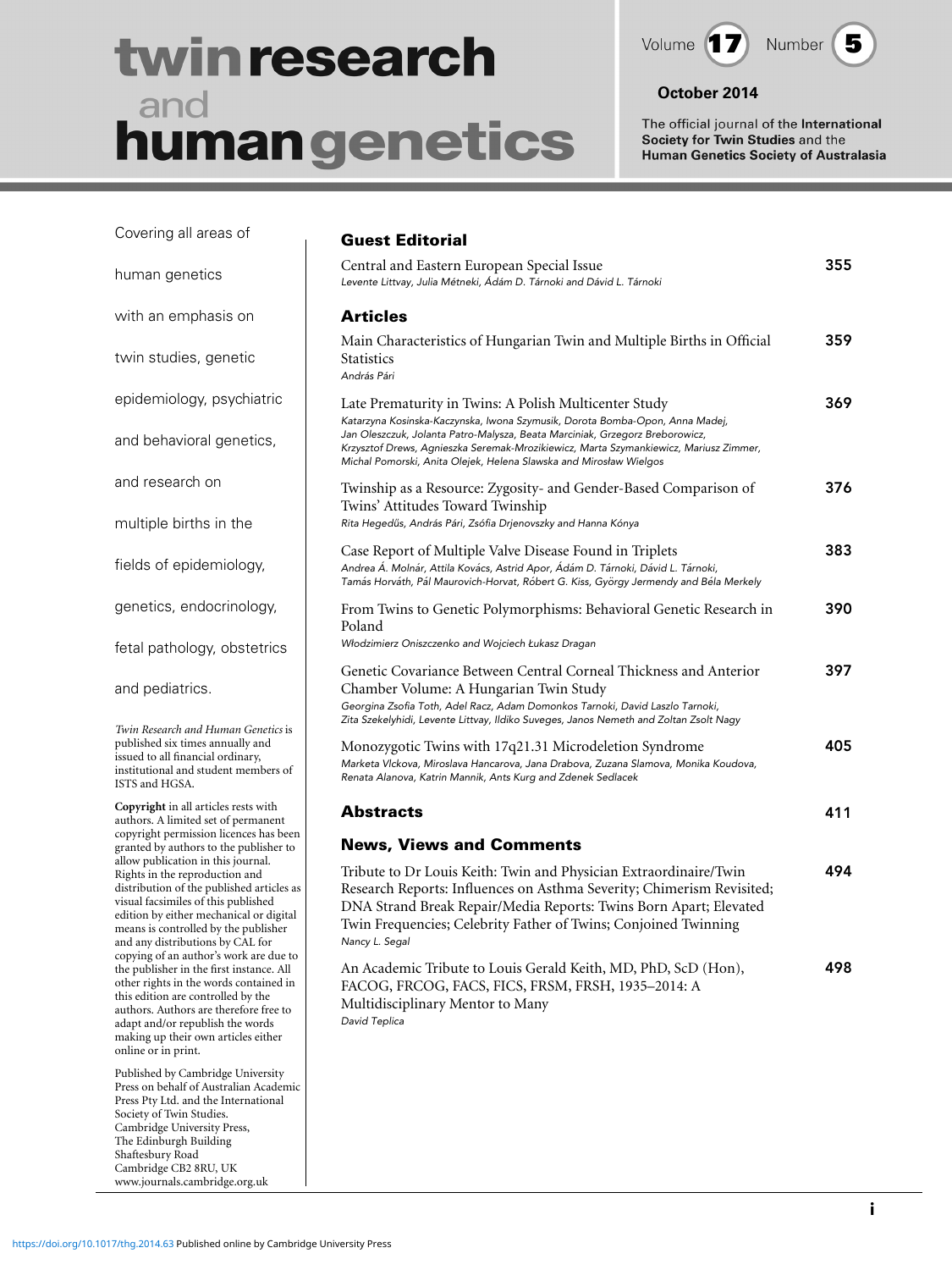# twin research and human genetics

Volume 17 Number 5

October 2014

The official journal of the **International Society for Twin Studies** and the **Human Genetics Society of Australasia**

Covering all areas of human genetics with an emphasis on twin studies, genetic epidemiology, psychiatric and behavioral genetics, and research on multiple births in the fields of epidemiology, genetics, endocrinology, fetal pathology, obstetrics and pediatrics.

*Twin Research and Human Genetics* is published six times annually and issued to all financial ordinary, institutional and student members of ISTS and HGSA.

**Copyright** in all articles rests with authors. A limited set of permanent copyright permission licences has been granted by authors to the publisher to allow publication in this journal. Rights in the reproduction and distribution of the published articles as visual facsimiles of this published edition by either mechanical or digital means is controlled by the publisher and any distributions by CAL for copying of an author's work are due to the publisher in the first instance. All other rights in the words contained in this edition are controlled by the authors. Authors are therefore free to adapt and/or republish the words making up their own articles either online or in print.

Published by Cambridge University Press on behalf of Australian Academic Press Pty Ltd. and the International Society of Twin Studies.
Cambridge University Press,
The Edinburgh Building
Shaftesbury Road
Cambridge CB2 8RU, UK
www.journals.cambridge.org.uk

## Guest Editorial

Central and Eastern European Special Issue — 355
*Levente Littvay, Julia Métneki, Ádám D. Tárnoki and Dávid L. Tárnoki*

## Articles

Main Characteristics of Hungarian Twin and Multiple Births in Official Statistics — 359
*András Pári*

Late Prematurity in Twins: A Polish Multicenter Study — 369
*Katarzyna Kosinska-Kaczynska, Iwona Szymusik, Dorota Bomba-Opon, Anna Madej, Jan Oleszczuk, Jolanta Patro-Malysza, Beata Marciniak, Grzegorz Breborowicz, Krzysztof Drews, Agnieszka Seremak-Mrozikiewicz, Marta Szymankiewicz, Mariusz Zimmer, Michal Pomorski, Anita Olejek, Helena Slawska and Mirosław Wielgos*

Twinship as a Resource: Zygosity- and Gender-Based Comparison of Twins' Attitudes Toward Twinship — 376
*Rita Hegedűs, András Pári, Zsófia Drjenovszky and Hanna Kónya*

Case Report of Multiple Valve Disease Found in Triplets — 383
*Andrea Á. Molnár, Attila Kovács, Astrid Apor, Ádám D. Tárnoki, Dávid L. Tárnoki, Tamás Horváth, Pál Maurovich-Horvat, Róbert G. Kiss, György Jermendy and Béla Merkely*

From Twins to Genetic Polymorphisms: Behavioral Genetic Research in Poland — 390
*Włodzimierz Oniszczenko and Wojciech Łukasz Dragan*

Genetic Covariance Between Central Corneal Thickness and Anterior Chamber Volume: A Hungarian Twin Study — 397
*Georgina Zsofia Toth, Adel Racz, Adam Domonkos Tarnoki, David Laszlo Tarnoki, Zita Szekelyhidi, Levente Littvay, Ildiko Suveges, Janos Nemeth and Zoltan Zsolt Nagy*

Monozygotic Twins with 17q21.31 Microdeletion Syndrome — 405
*Marketa Vlckova, Miroslava Hancarova, Jana Drabova, Zuzana Slamova, Monika Koudova, Renata Alanova, Katrin Mannik, Ants Kurg and Zdenek Sedlacek*

## Abstracts — 411

## News, Views and Comments

Tribute to Dr Louis Keith: Twin and Physician Extraordinaire/Twin Research Reports: Influences on Asthma Severity; Chimerism Revisited; DNA Strand Break Repair/Media Reports: Twins Born Apart; Elevated Twin Frequencies; Celebrity Father of Twins; Conjoined Twinning — 494
*Nancy L. Segal*

An Academic Tribute to Louis Gerald Keith, MD, PhD, ScD (Hon), FACOG, FRCOG, FACS, FICS, FRSM, FRSH, 1935–2014: A Multidisciplinary Mentor to Many — 498
*David Teplica*

https://doi.org/10.1017/thg.2014.63 Published online by Cambridge University Press